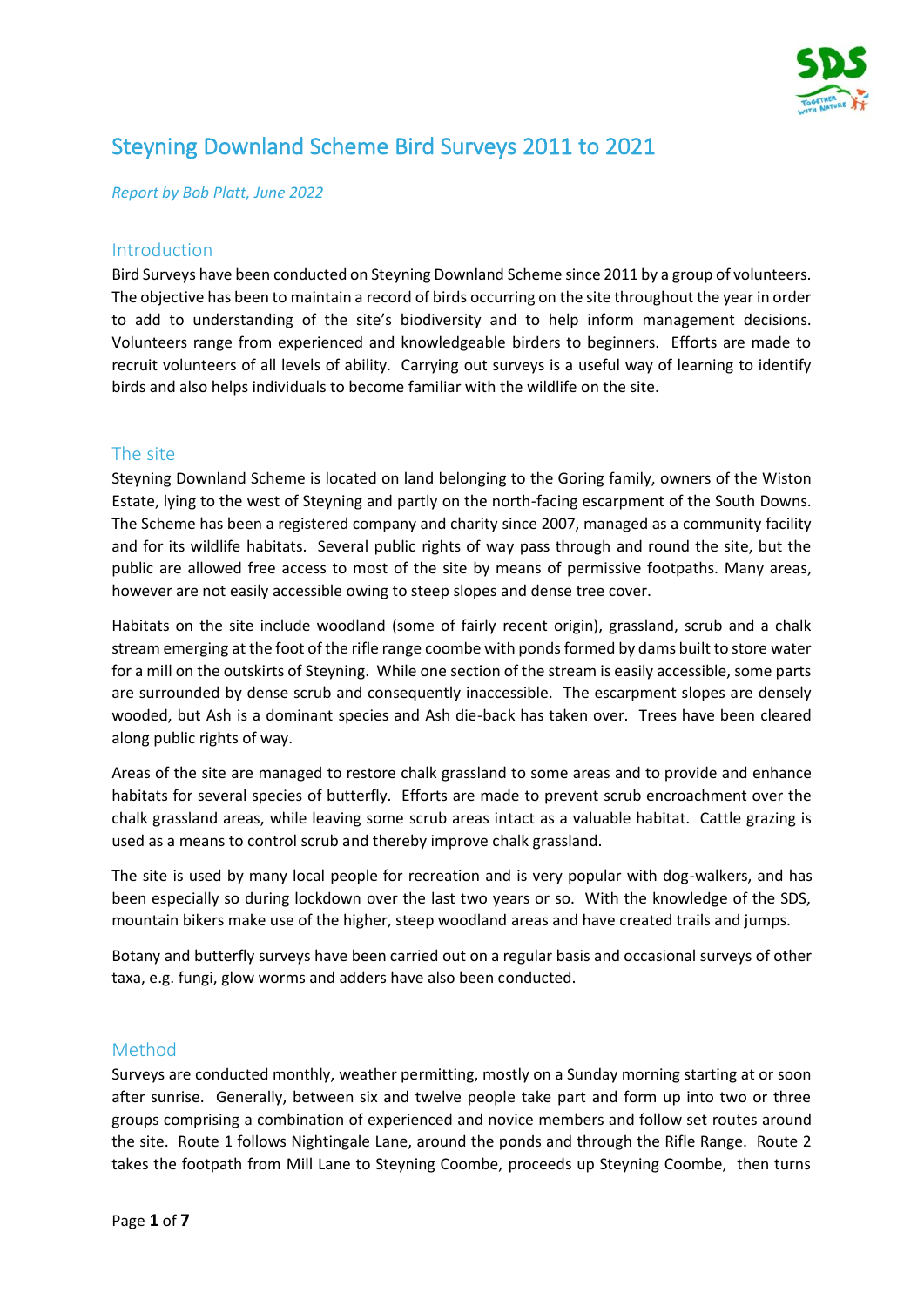# Steyning Downland Scheme Bird Surveys 2011 to 2021

*Report by Bob Platt, June 2022*

## Introduction

Bird Surveys have been conducted on Steyning Downland Scheme since 2011 by a group of volunteers. The objective has been to maintain a record of birds occurring on the site throughout the year in order to add to understanding of the site's biodiversity and to help inform management decisions. Volunteers range from experienced and knowledgeable birders to beginners. Efforts are made to recruit volunteers of all levels of ability. Carrying out surveys is a useful way of learning to identify birds and also helps individuals to become familiar with the wildlife on the site.

## The site

Steyning Downland Scheme is located on land belonging to the Goring family, owners of the Wiston Estate, lying to the west of Steyning and partly on the north-facing escarpment of the South Downs. The Scheme has been a registered company and charity since 2007, managed as a community facility and for its wildlife habitats. Several public rights of way pass through and round the site, but the public are allowed free access to most of the site by means of permissive footpaths. Many areas, however are not easily accessible owing to steep slopes and dense tree cover.

Habitats on the site include woodland (some of fairly recent origin), grassland, scrub and a chalk stream emerging at the foot of the rifle range coombe with ponds formed by dams built to store water for a mill on the outskirts of Steyning. While one section of the stream is easily accessible, some parts are surrounded by dense scrub and consequently inaccessible. The escarpment slopes are densely wooded, but Ash is a dominant species and Ash die-back has taken over. Trees have been cleared along public rights of way.

Areas of the site are managed to restore chalk grassland to some areas and to provide and enhance habitats for several species of butterfly. Efforts are made to prevent scrub encroachment over the chalk grassland areas, while leaving some scrub areas intact as a valuable habitat. Cattle grazing is used as a means to control scrub and thereby improve chalk grassland.

The site is used by many local people for recreation and is very popular with dog-walkers, and has been especially so during lockdown over the last two years or so. With the knowledge of the SDS, mountain bikers make use of the higher, steep woodland areas and have created trails and jumps.

Botany and butterfly surveys have been carried out on a regular basis and occasional surveys of other taxa, e.g. fungi, glow worms and adders have also been conducted.

## Method

Surveys are conducted monthly, weather permitting, mostly on a Sunday morning starting at or soon after sunrise. Generally, between six and twelve people take part and form up into two or three groups comprising a combination of experienced and novice members and follow set routes around the site. Route 1 follows Nightingale Lane, around the ponds and through the Rifle Range. Route 2 takes the footpath from Mill Lane to Steyning Coombe, proceeds up Steyning Coombe, then turns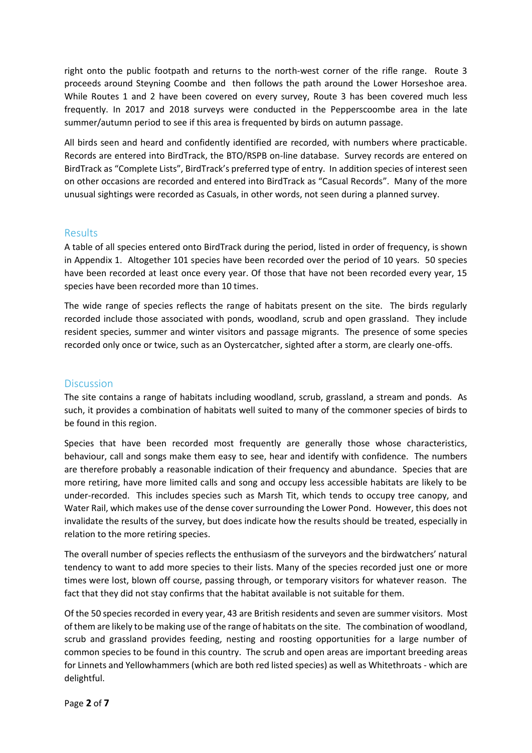right onto the public footpath and returns to the north-west corner of the rifle range. Route 3 proceeds around Steyning Coombe and then follows the path around the Lower Horseshoe area. While Routes 1 and 2 have been covered on every survey, Route 3 has been covered much less frequently. In 2017 and 2018 surveys were conducted in the Pepperscoombe area in the late summer/autumn period to see if this area is frequented by birds on autumn passage.

All birds seen and heard and confidently identified are recorded, with numbers where practicable. Records are entered into BirdTrack, the BTO/RSPB on-line database. Survey records are entered on BirdTrack as "Complete Lists", BirdTrack's preferred type of entry. In addition species of interest seen on other occasions are recorded and entered into BirdTrack as "Casual Records". Many of the more unusual sightings were recorded as Casuals, in other words, not seen during a planned survey.

## Results

A table of all species entered onto BirdTrack during the period, listed in order of frequency, is shown in Appendix 1. Altogether 101 species have been recorded over the period of 10 years. 50 species have been recorded at least once every year. Of those that have not been recorded every year, 15 species have been recorded more than 10 times.

The wide range of species reflects the range of habitats present on the site. The birds regularly recorded include those associated with ponds, woodland, scrub and open grassland. They include resident species, summer and winter visitors and passage migrants. The presence of some species recorded only once or twice, such as an Oystercatcher, sighted after a storm, are clearly one-offs.

## Discussion

The site contains a range of habitats including woodland, scrub, grassland, a stream and ponds. As such, it provides a combination of habitats well suited to many of the commoner species of birds to be found in this region.

Species that have been recorded most frequently are generally those whose characteristics, behaviour, call and songs make them easy to see, hear and identify with confidence. The numbers are therefore probably a reasonable indication of their frequency and abundance. Species that are more retiring, have more limited calls and song and occupy less accessible habitats are likely to be under-recorded. This includes species such as Marsh Tit, which tends to occupy tree canopy, and Water Rail, which makes use of the dense cover surrounding the Lower Pond. However, this does not invalidate the results of the survey, but does indicate how the results should be treated, especially in relation to the more retiring species.

The overall number of species reflects the enthusiasm of the surveyors and the birdwatchers' natural tendency to want to add more species to their lists. Many of the species recorded just one or more times were lost, blown off course, passing through, or temporary visitors for whatever reason. The fact that they did not stay confirms that the habitat available is not suitable for them.

Of the 50 species recorded in every year, 43 are British residents and seven are summer visitors. Most of them are likely to be making use of the range of habitats on the site. The combination of woodland, scrub and grassland provides feeding, nesting and roosting opportunities for a large number of common species to be found in this country. The scrub and open areas are important breeding areas for Linnets and Yellowhammers (which are both red listed species) as well as Whitethroats - which are delightful.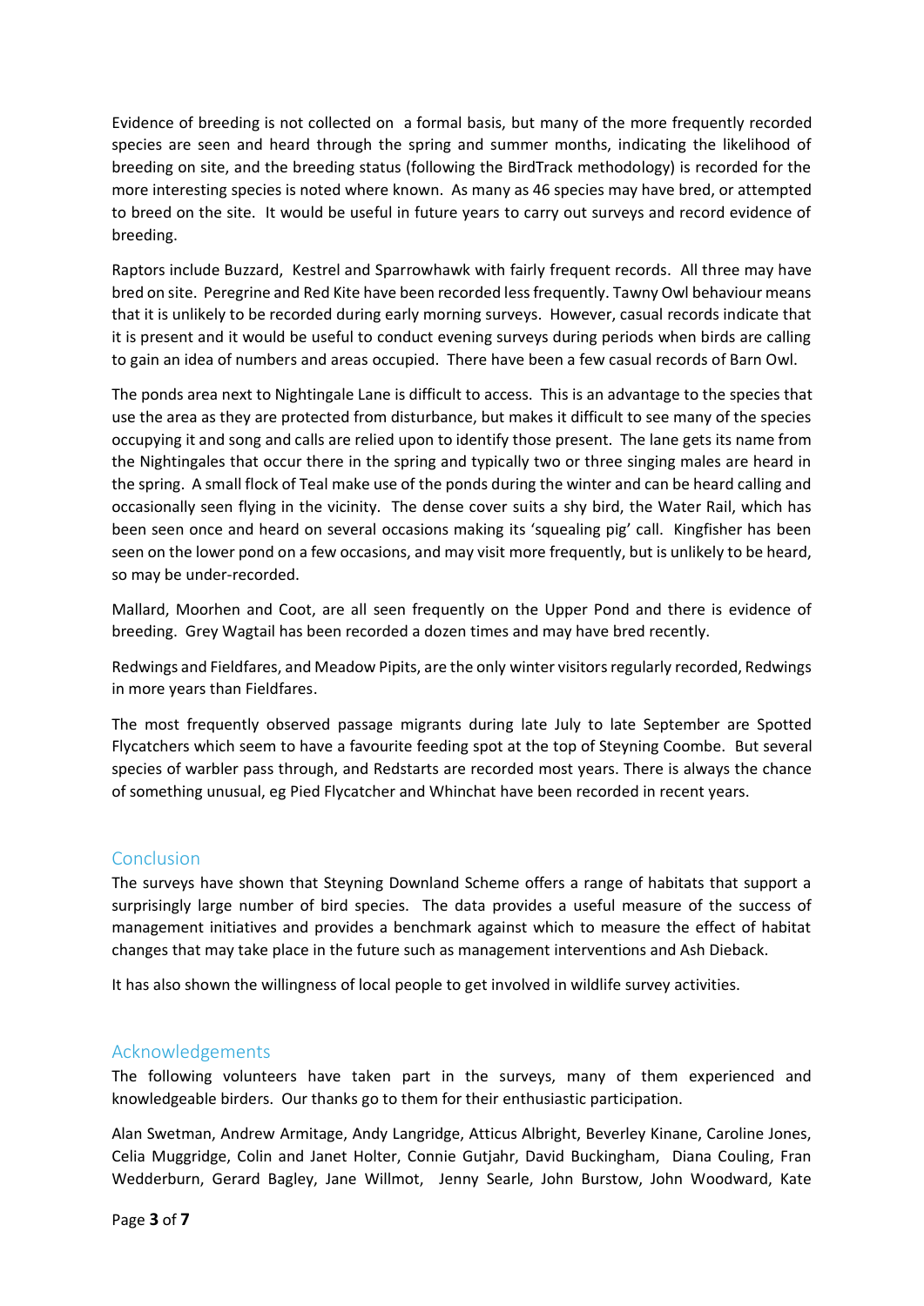Evidence of breeding is not collected on a formal basis, but many of the more frequently recorded species are seen and heard through the spring and summer months, indicating the likelihood of breeding on site, and the breeding status (following the BirdTrack methodology) is recorded for the more interesting species is noted where known. As many as 46 species may have bred, or attempted to breed on the site. It would be useful in future years to carry out surveys and record evidence of breeding.

Raptors include Buzzard, Kestrel and Sparrowhawk with fairly frequent records. All three may have bred on site. Peregrine and Red Kite have been recorded less frequently. Tawny Owl behaviour means that it is unlikely to be recorded during early morning surveys. However, casual records indicate that it is present and it would be useful to conduct evening surveys during periods when birds are calling to gain an idea of numbers and areas occupied. There have been a few casual records of Barn Owl.

The ponds area next to Nightingale Lane is difficult to access. This is an advantage to the species that use the area as they are protected from disturbance, but makes it difficult to see many of the species occupying it and song and calls are relied upon to identify those present. The lane gets its name from the Nightingales that occur there in the spring and typically two or three singing males are heard in the spring. A small flock of Teal make use of the ponds during the winter and can be heard calling and occasionally seen flying in the vicinity. The dense cover suits a shy bird, the Water Rail, which has been seen once and heard on several occasions making its 'squealing pig' call. Kingfisher has been seen on the lower pond on a few occasions, and may visit more frequently, but is unlikely to be heard, so may be under-recorded.

Mallard, Moorhen and Coot, are all seen frequently on the Upper Pond and there is evidence of breeding. Grey Wagtail has been recorded a dozen times and may have bred recently.

Redwings and Fieldfares, and Meadow Pipits, are the only winter visitors regularly recorded, Redwings in more years than Fieldfares.

The most frequently observed passage migrants during late July to late September are Spotted Flycatchers which seem to have a favourite feeding spot at the top of Steyning Coombe. But several species of warbler pass through, and Redstarts are recorded most years. There is always the chance of something unusual, eg Pied Flycatcher and Whinchat have been recorded in recent years.

## Conclusion

The surveys have shown that Steyning Downland Scheme offers a range of habitats that support a surprisingly large number of bird species. The data provides a useful measure of the success of management initiatives and provides a benchmark against which to measure the effect of habitat changes that may take place in the future such as management interventions and Ash Dieback.

It has also shown the willingness of local people to get involved in wildlife survey activities.

## Acknowledgements

The following volunteers have taken part in the surveys, many of them experienced and knowledgeable birders. Our thanks go to them for their enthusiastic participation.

Alan Swetman, Andrew Armitage, Andy Langridge, Atticus Albright, Beverley Kinane, Caroline Jones, Celia Muggridge, Colin and Janet Holter, Connie Gutjahr, David Buckingham, Diana Couling, Fran Wedderburn, Gerard Bagley, Jane Willmot, Jenny Searle, John Burstow, John Woodward, Kate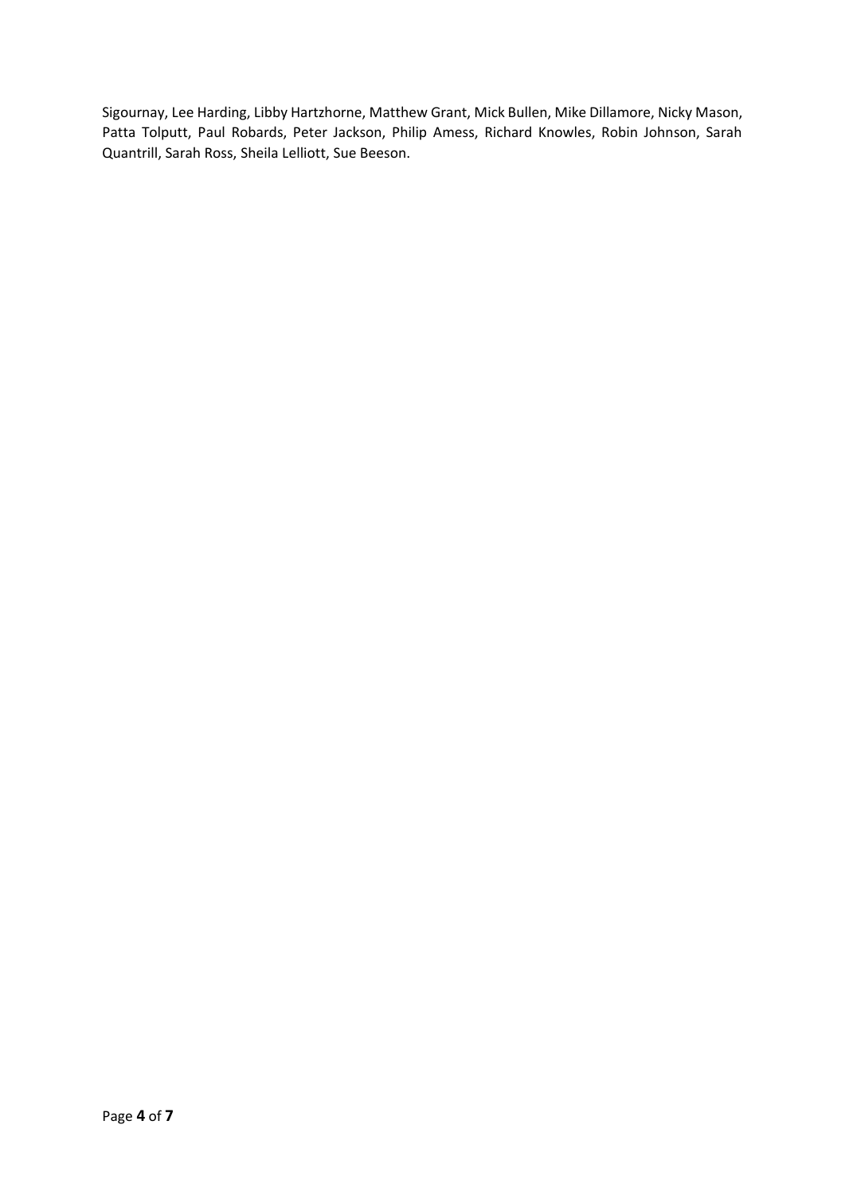Sigournay, Lee Harding, Libby Hartzhorne, Matthew Grant, Mick Bullen, Mike Dillamore, Nicky Mason, Patta Tolputt, Paul Robards, Peter Jackson, Philip Amess, Richard Knowles, Robin Johnson, Sarah Quantrill, Sarah Ross, Sheila Lelliott, Sue Beeson.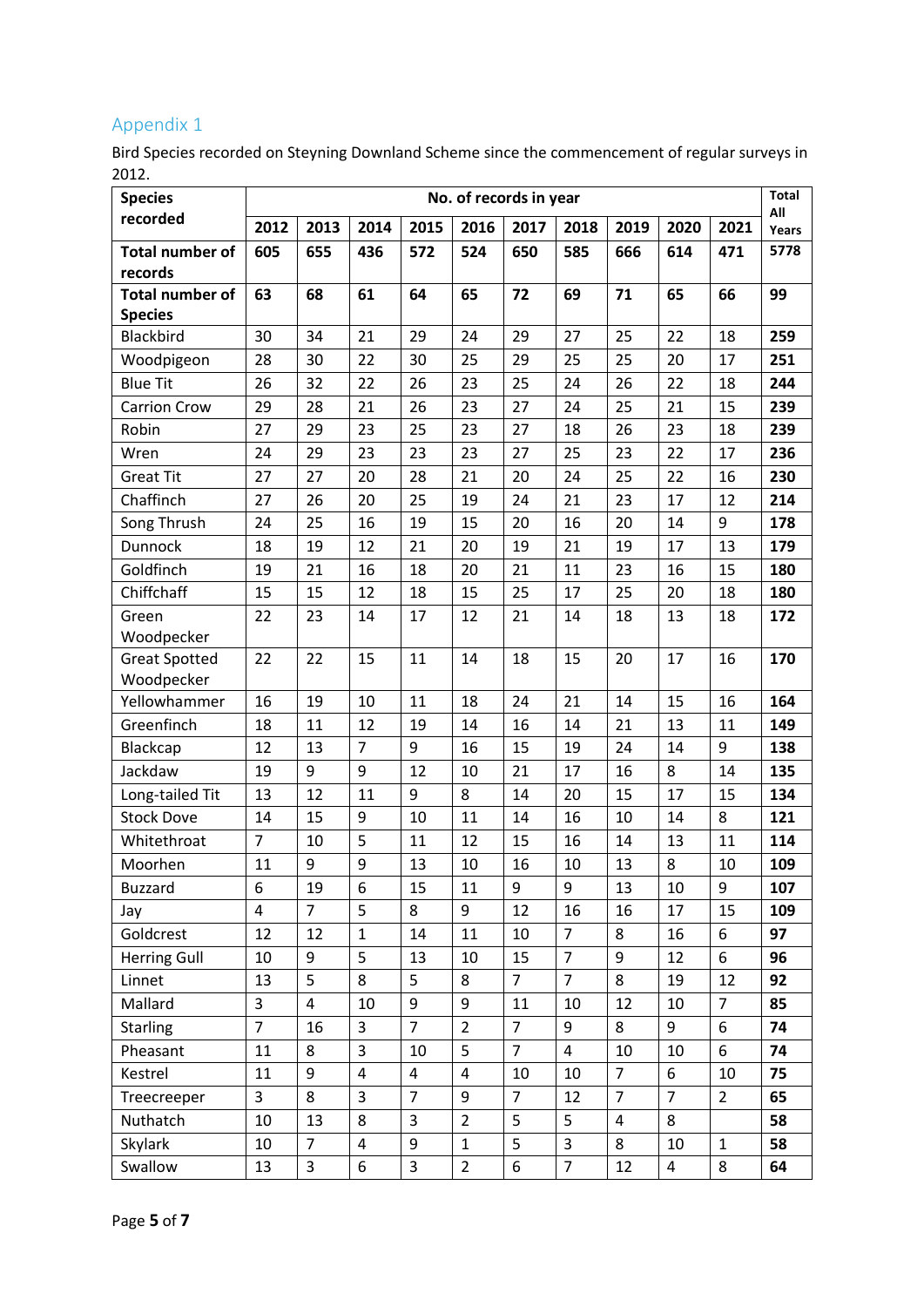## Appendix 1

Bird Species recorded on Steyning Downland Scheme since the commencement of regular surveys in 2012.

| Species recorded | No. of records in year | | | | | | | | | | Total All Years |
|---|---|---|---|---|---|---|---|---|---|---|---|
| | 2012 | 2013 | 2014 | 2015 | 2016 | 2017 | 2018 | 2019 | 2020 | 2021 | |
| **Total number of records** | **605** | **655** | **436** | **572** | **524** | **650** | **585** | **666** | **614** | **471** | **5778** |
| **Total number of Species** | **63** | **68** | **61** | **64** | **65** | **72** | **69** | **71** | **65** | **66** | **99** |
| Blackbird | 30 | 34 | 21 | 29 | 24 | 29 | 27 | 25 | 22 | 18 | **259** |
| Woodpigeon | 28 | 30 | 22 | 30 | 25 | 29 | 25 | 25 | 20 | 17 | **251** |
| Blue Tit | 26 | 32 | 22 | 26 | 23 | 25 | 24 | 26 | 22 | 18 | **244** |
| Carrion Crow | 29 | 28 | 21 | 26 | 23 | 27 | 24 | 25 | 21 | 15 | **239** |
| Robin | 27 | 29 | 23 | 25 | 23 | 27 | 18 | 26 | 23 | 18 | **239** |
| Wren | 24 | 29 | 23 | 23 | 23 | 27 | 25 | 23 | 22 | 17 | **236** |
| Great Tit | 27 | 27 | 20 | 28 | 21 | 20 | 24 | 25 | 22 | 16 | **230** |
| Chaffinch | 27 | 26 | 20 | 25 | 19 | 24 | 21 | 23 | 17 | 12 | **214** |
| Song Thrush | 24 | 25 | 16 | 19 | 15 | 20 | 16 | 20 | 14 | 9 | **178** |
| Dunnock | 18 | 19 | 12 | 21 | 20 | 19 | 21 | 19 | 17 | 13 | **179** |
| Goldfinch | 19 | 21 | 16 | 18 | 20 | 21 | 11 | 23 | 16 | 15 | **180** |
| Chiffchaff | 15 | 15 | 12 | 18 | 15 | 25 | 17 | 25 | 20 | 18 | **180** |
| Green Woodpecker | 22 | 23 | 14 | 17 | 12 | 21 | 14 | 18 | 13 | 18 | **172** |
| Great Spotted Woodpecker | 22 | 22 | 15 | 11 | 14 | 18 | 15 | 20 | 17 | 16 | **170** |
| Yellowhammer | 16 | 19 | 10 | 11 | 18 | 24 | 21 | 14 | 15 | 16 | **164** |
| Greenfinch | 18 | 11 | 12 | 19 | 14 | 16 | 14 | 21 | 13 | 11 | **149** |
| Blackcap | 12 | 13 | 7 | 9 | 16 | 15 | 19 | 24 | 14 | 9 | **138** |
| Jackdaw | 19 | 9 | 9 | 12 | 10 | 21 | 17 | 16 | 8 | 14 | **135** |
| Long-tailed Tit | 13 | 12 | 11 | 9 | 8 | 14 | 20 | 15 | 17 | 15 | **134** |
| Stock Dove | 14 | 15 | 9 | 10 | 11 | 14 | 16 | 10 | 14 | 8 | **121** |
| Whitethroat | 7 | 10 | 5 | 11 | 12 | 15 | 16 | 14 | 13 | 11 | **114** |
| Moorhen | 11 | 9 | 9 | 13 | 10 | 16 | 10 | 13 | 8 | 10 | **109** |
| Buzzard | 6 | 19 | 6 | 15 | 11 | 9 | 9 | 13 | 10 | 9 | **107** |
| Jay | 4 | 7 | 5 | 8 | 9 | 12 | 16 | 16 | 17 | 15 | **109** |
| Goldcrest | 12 | 12 | 1 | 14 | 11 | 10 | 7 | 8 | 16 | 6 | **97** |
| Herring Gull | 10 | 9 | 5 | 13 | 10 | 15 | 7 | 9 | 12 | 6 | **96** |
| Linnet | 13 | 5 | 8 | 5 | 8 | 7 | 7 | 8 | 19 | 12 | **92** |
| Mallard | 3 | 4 | 10 | 9 | 9 | 11 | 10 | 12 | 10 | 7 | **85** |
| Starling | 7 | 16 | 3 | 7 | 2 | 7 | 9 | 8 | 9 | 6 | **74** |
| Pheasant | 11 | 8 | 3 | 10 | 5 | 7 | 4 | 10 | 10 | 6 | **74** |
| Kestrel | 11 | 9 | 4 | 4 | 4 | 10 | 10 | 7 | 6 | 10 | **75** |
| Treecreeper | 3 | 8 | 3 | 7 | 9 | 7 | 12 | 7 | 7 | 2 | **65** |
| Nuthatch | 10 | 13 | 8 | 3 | 2 | 5 | 5 | 4 | 8 | | **58** |
| Skylark | 10 | 7 | 4 | 9 | 1 | 5 | 3 | 8 | 10 | 1 | **58** |
| Swallow | 13 | 3 | 6 | 3 | 2 | 6 | 7 | 12 | 4 | 8 | **64** |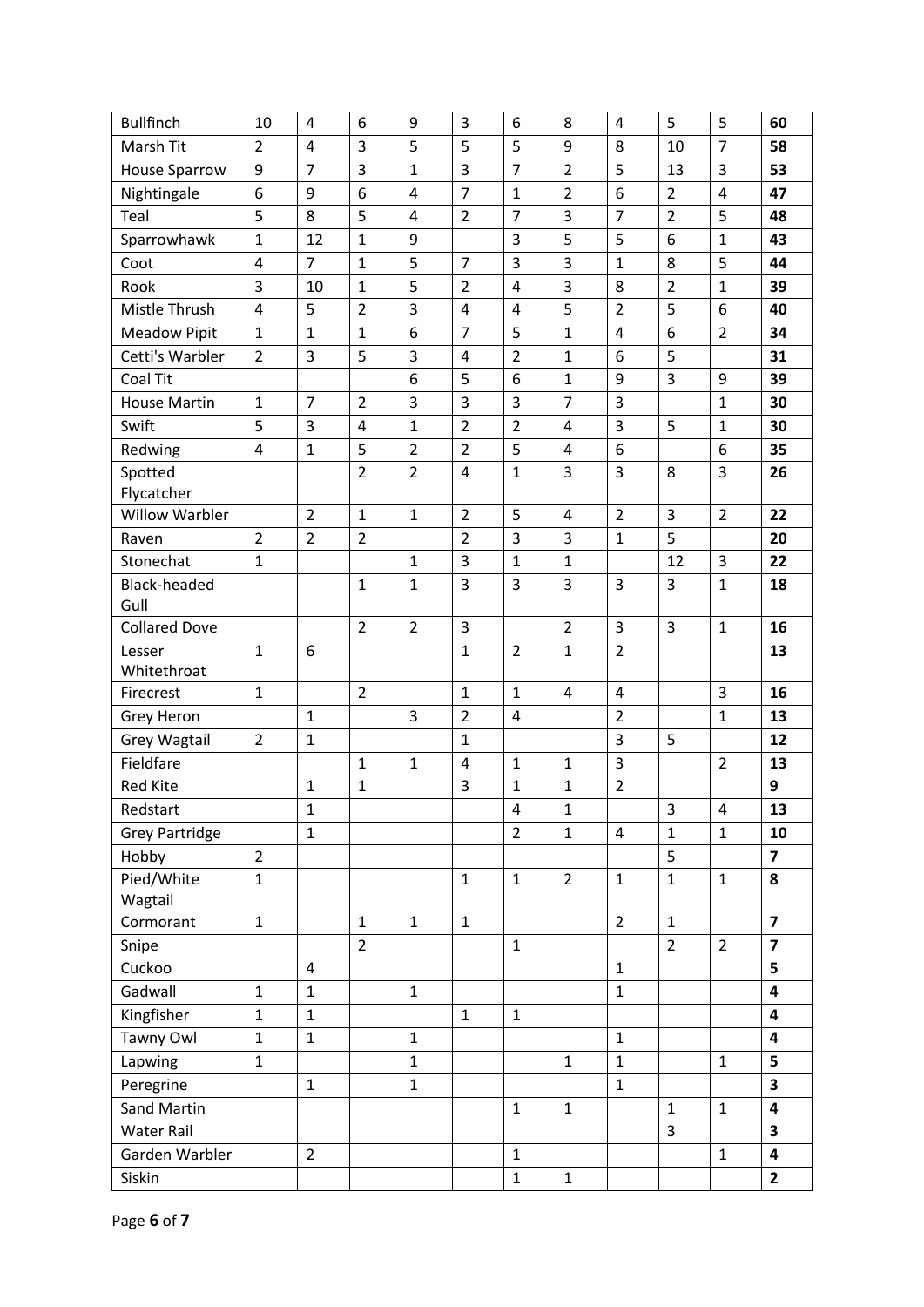| | | | | | | | | | | | |
|---|---|---|---|---|---|---|---|---|---|---|---|
| Bullfinch | 10 | 4 | 6 | 9 | 3 | 6 | 8 | 4 | 5 | 5 | **60** |
| Marsh Tit | 2 | 4 | 3 | 5 | 5 | 5 | 9 | 8 | 10 | 7 | **58** |
| House Sparrow | 9 | 7 | 3 | 1 | 3 | 7 | 2 | 5 | 13 | 3 | **53** |
| Nightingale | 6 | 9 | 6 | 4 | 7 | 1 | 2 | 6 | 2 | 4 | **47** |
| Teal | 5 | 8 | 5 | 4 | 2 | 7 | 3 | 7 | 2 | 5 | **48** |
| Sparrowhawk | 1 | 12 | 1 | 9 | | 3 | 5 | 5 | 6 | 1 | **43** |
| Coot | 4 | 7 | 1 | 5 | 7 | 3 | 3 | 1 | 8 | 5 | **44** |
| Rook | 3 | 10 | 1 | 5 | 2 | 4 | 3 | 8 | 2 | 1 | **39** |
| Mistle Thrush | 4 | 5 | 2 | 3 | 4 | 4 | 5 | 2 | 5 | 6 | **40** |
| Meadow Pipit | 1 | 1 | 1 | 6 | 7 | 5 | 1 | 4 | 6 | 2 | **34** |
| Cetti's Warbler | 2 | 3 | 5 | 3 | 4 | 2 | 1 | 6 | 5 | | **31** |
| Coal Tit | | | | 6 | 5 | 6 | 1 | 9 | 3 | 9 | **39** |
| House Martin | 1 | 7 | 2 | 3 | 3 | 3 | 7 | 3 | | 1 | **30** |
| Swift | 5 | 3 | 4 | 1 | 2 | 2 | 4 | 3 | 5 | 1 | **30** |
| Redwing | 4 | 1 | 5 | 2 | 2 | 5 | 4 | 6 | | 6 | **35** |
| Spotted Flycatcher | | | 2 | 2 | 4 | 1 | 3 | 3 | 8 | 3 | **26** |
| Willow Warbler | | 2 | 1 | 1 | 2 | 5 | 4 | 2 | 3 | 2 | **22** |
| Raven | 2 | 2 | 2 | | 2 | 3 | 3 | 1 | 5 | | **20** |
| Stonechat | 1 | | | 1 | 3 | 1 | 1 | | 12 | 3 | **22** |
| Black-headed Gull | | | 1 | 1 | 3 | 3 | 3 | 3 | 3 | 1 | **18** |
| Collared Dove | | | 2 | 2 | 3 | | 2 | 3 | 3 | 1 | **16** |
| Lesser Whitethroat | 1 | 6 | | | 1 | 2 | 1 | 2 | | | **13** |
| Firecrest | 1 | | 2 | | 1 | 1 | 4 | 4 | | 3 | **16** |
| Grey Heron | | 1 | | 3 | 2 | 4 | | 2 | | 1 | **13** |
| Grey Wagtail | 2 | 1 | | | 1 | | | 3 | 5 | | **12** |
| Fieldfare | | | 1 | 1 | 4 | 1 | 1 | 3 | | 2 | **13** |
| Red Kite | | 1 | 1 | | 3 | 1 | 1 | 2 | | | **9** |
| Redstart | | 1 | | | | 4 | 1 | | 3 | 4 | **13** |
| Grey Partridge | | 1 | | | | 2 | 1 | 4 | 1 | 1 | **10** |
| Hobby | 2 | | | | | | | | 5 | | **7** |
| Pied/White Wagtail | 1 | | | | 1 | 1 | 2 | 1 | 1 | 1 | **8** |
| Cormorant | 1 | | 1 | 1 | 1 | | | 2 | 1 | | **7** |
| Snipe | | | 2 | | | 1 | | | 2 | 2 | **7** |
| Cuckoo | | 4 | | | | | | 1 | | | **5** |
| Gadwall | 1 | 1 | | 1 | | | | 1 | | | **4** |
| Kingfisher | 1 | 1 | | | 1 | 1 | | | | | **4** |
| Tawny Owl | 1 | 1 | | 1 | | | | 1 | | | **4** |
| Lapwing | 1 | | | 1 | | | 1 | 1 | | 1 | **5** |
| Peregrine | | 1 | | 1 | | | | 1 | | | **3** |
| Sand Martin | | | | | | 1 | 1 | | 1 | 1 | **4** |
| Water Rail | | | | | | | | | 3 | | **3** |
| Garden Warbler | | 2 | | | | 1 | | | | 1 | **4** |
| Siskin | | | | | | 1 | 1 | | | | **2** |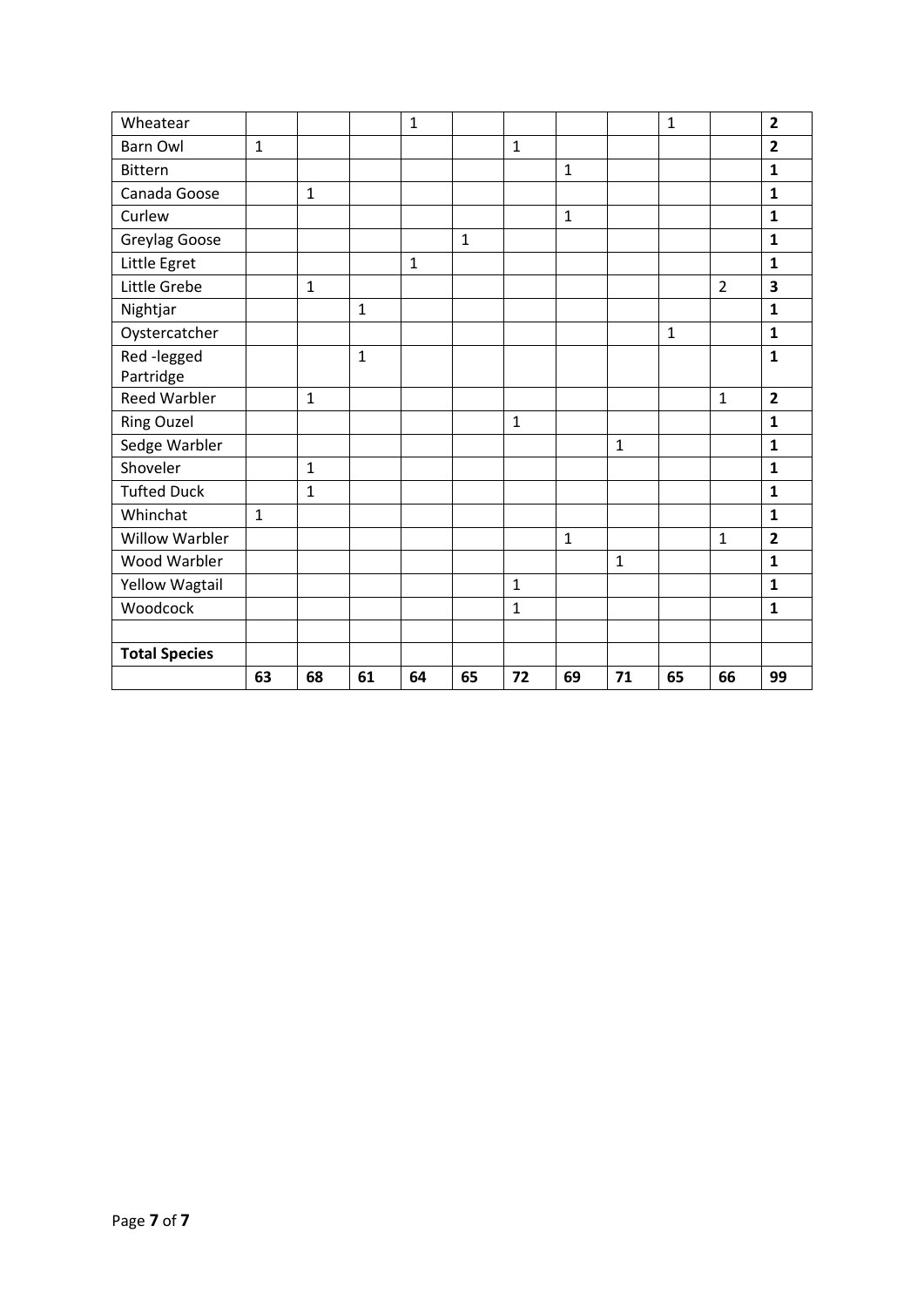| | | | | | | | | | | | |
|---|---|---|---|---|---|---|---|---|---|---|---|
| Wheatear | | | | 1 | | | | | 1 | | **2** |
| Barn Owl | 1 | | | | | 1 | | | | | **2** |
| Bittern | | | | | | | 1 | | | | **1** |
| Canada Goose | | 1 | | | | | | | | | **1** |
| Curlew | | | | | | | 1 | | | | **1** |
| Greylag Goose | | | | | 1 | | | | | | **1** |
| Little Egret | | | | 1 | | | | | | | **1** |
| Little Grebe | | 1 | | | | | | | | 2 | **3** |
| Nightjar | | | 1 | | | | | | | | **1** |
| Oystercatcher | | | | | | | | | 1 | | **1** |
| Red -legged Partridge | | | 1 | | | | | | | | **1** |
| Reed Warbler | | 1 | | | | | | | | 1 | **2** |
| Ring Ouzel | | | | | | 1 | | | | | **1** |
| Sedge Warbler | | | | | | | | 1 | | | **1** |
| Shoveler | | 1 | | | | | | | | | **1** |
| Tufted Duck | | 1 | | | | | | | | | **1** |
| Whinchat | 1 | | | | | | | | | | **1** |
| Willow Warbler | | | | | | | 1 | | | 1 | **2** |
| Wood Warbler | | | | | | | | 1 | | | **1** |
| Yellow Wagtail | | | | | | 1 | | | | | **1** |
| Woodcock | | | | | | 1 | | | | | **1** |
| | | | | | | | | | | | |
| **Total Species** | | | | | | | | | | | |
| | **63** | **68** | **61** | **64** | **65** | **72** | **69** | **71** | **65** | **66** | **99** |